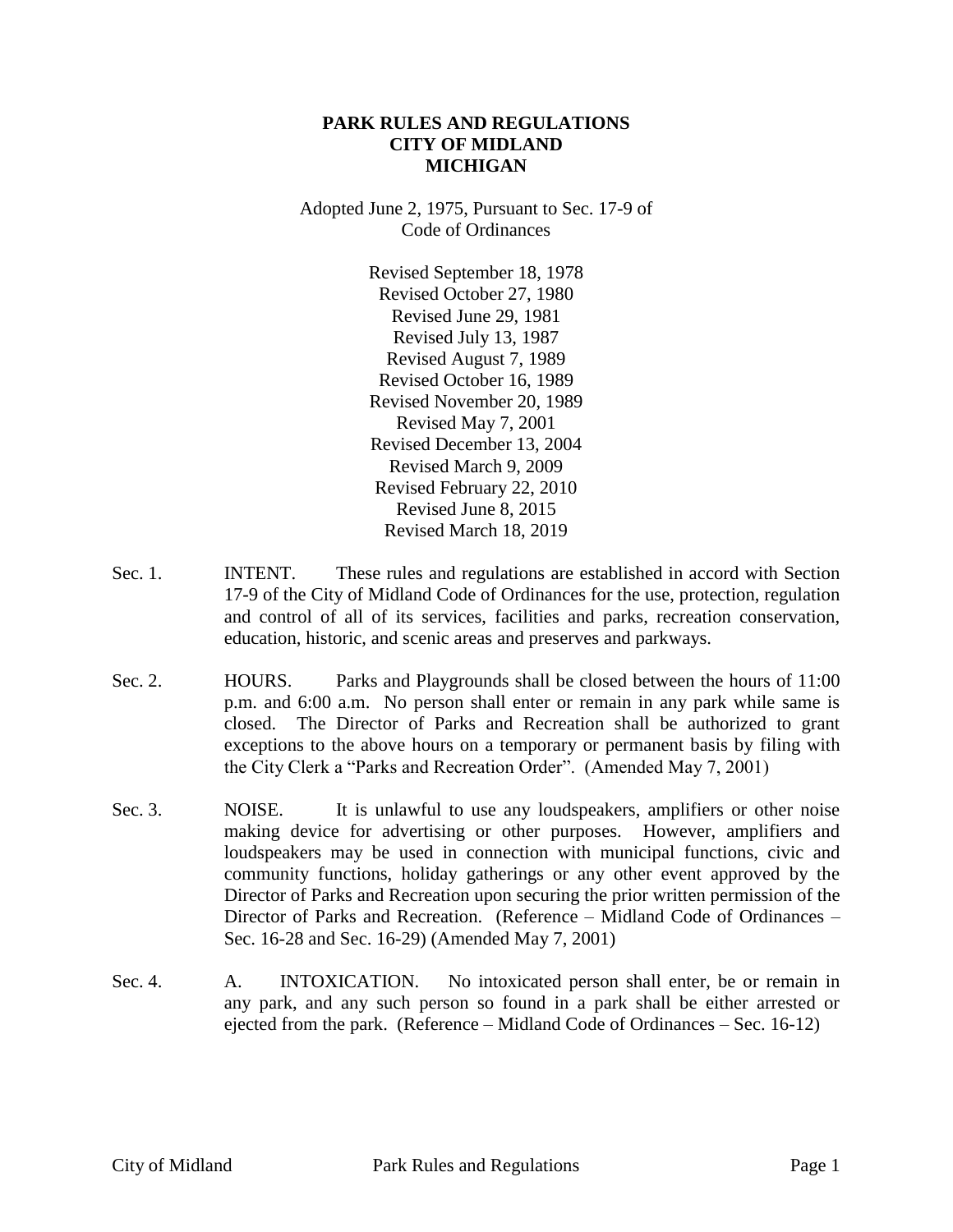# PARK RULES AND REGULATIONS
# CITY OF MIDLAND
# MICHIGAN

Adopted June 2, 1975, Pursuant to Sec. 17-9 of Code of Ordinances

Revised September 18, 1978
Revised October 27, 1980
Revised June 29, 1981
Revised July 13, 1987
Revised August 7, 1989
Revised October 16, 1989
Revised November 20, 1989
Revised May 7, 2001
Revised December 13, 2004
Revised March 9, 2009
Revised February 22, 2010
Revised June 8, 2015
Revised March 18, 2019

Sec. 1. INTENT. These rules and regulations are established in accord with Section 17-9 of the City of Midland Code of Ordinances for the use, protection, regulation and control of all of its services, facilities and parks, recreation conservation, education, historic, and scenic areas and preserves and parkways.

Sec. 2. HOURS. Parks and Playgrounds shall be closed between the hours of 11:00 p.m. and 6:00 a.m. No person shall enter or remain in any park while same is closed. The Director of Parks and Recreation shall be authorized to grant exceptions to the above hours on a temporary or permanent basis by filing with the City Clerk a "Parks and Recreation Order". (Amended May 7, 2001)

Sec. 3. NOISE. It is unlawful to use any loudspeakers, amplifiers or other noise making device for advertising or other purposes. However, amplifiers and loudspeakers may be used in connection with municipal functions, civic and community functions, holiday gatherings or any other event approved by the Director of Parks and Recreation upon securing the prior written permission of the Director of Parks and Recreation. (Reference – Midland Code of Ordinances – Sec. 16-28 and Sec. 16-29) (Amended May 7, 2001)

Sec. 4. A. INTOXICATION. No intoxicated person shall enter, be or remain in any park, and any such person so found in a park shall be either arrested or ejected from the park. (Reference – Midland Code of Ordinances – Sec. 16-12)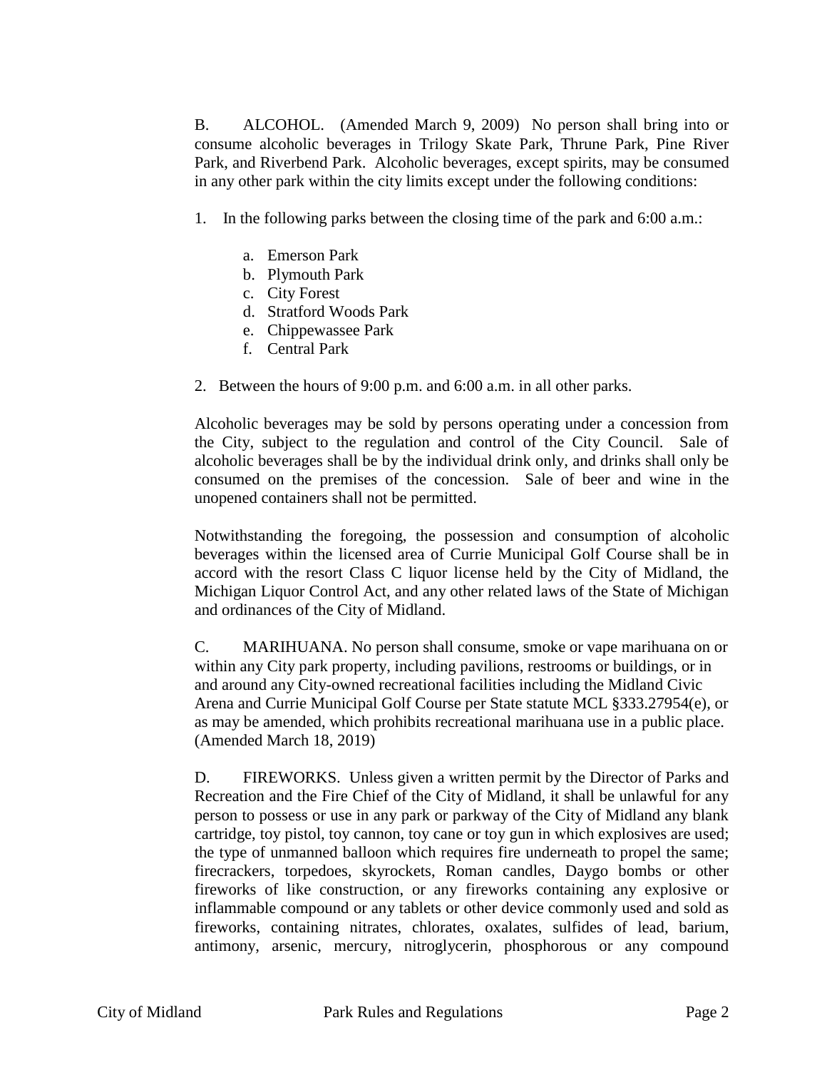B. ALCOHOL. (Amended March 9, 2009) No person shall bring into or consume alcoholic beverages in Trilogy Skate Park, Thrune Park, Pine River Park, and Riverbend Park. Alcoholic beverages, except spirits, may be consumed in any other park within the city limits except under the following conditions:

1. In the following parks between the closing time of the park and 6:00 a.m.:

   a. Emerson Park
   b. Plymouth Park
   c. City Forest
   d. Stratford Woods Park
   e. Chippewassee Park
   f. Central Park

2. Between the hours of 9:00 p.m. and 6:00 a.m. in all other parks.

Alcoholic beverages may be sold by persons operating under a concession from the City, subject to the regulation and control of the City Council. Sale of alcoholic beverages shall be by the individual drink only, and drinks shall only be consumed on the premises of the concession. Sale of beer and wine in the unopened containers shall not be permitted.

Notwithstanding the foregoing, the possession and consumption of alcoholic beverages within the licensed area of Currie Municipal Golf Course shall be in accord with the resort Class C liquor license held by the City of Midland, the Michigan Liquor Control Act, and any other related laws of the State of Michigan and ordinances of the City of Midland.

C. MARIHUANA. No person shall consume, smoke or vape marihuana on or within any City park property, including pavilions, restrooms or buildings, or in and around any City-owned recreational facilities including the Midland Civic Arena and Currie Municipal Golf Course per State statute MCL §333.27954(e), or as may be amended, which prohibits recreational marihuana use in a public place. (Amended March 18, 2019)

D. FIREWORKS. Unless given a written permit by the Director of Parks and Recreation and the Fire Chief of the City of Midland, it shall be unlawful for any person to possess or use in any park or parkway of the City of Midland any blank cartridge, toy pistol, toy cannon, toy cane or toy gun in which explosives are used; the type of unmanned balloon which requires fire underneath to propel the same; firecrackers, torpedoes, skyrockets, Roman candles, Daygo bombs or other fireworks of like construction, or any fireworks containing any explosive or inflammable compound or any tablets or other device commonly used and sold as fireworks, containing nitrates, chlorates, oxalates, sulfides of lead, barium, antimony, arsenic, mercury, nitroglycerin, phosphorous or any compound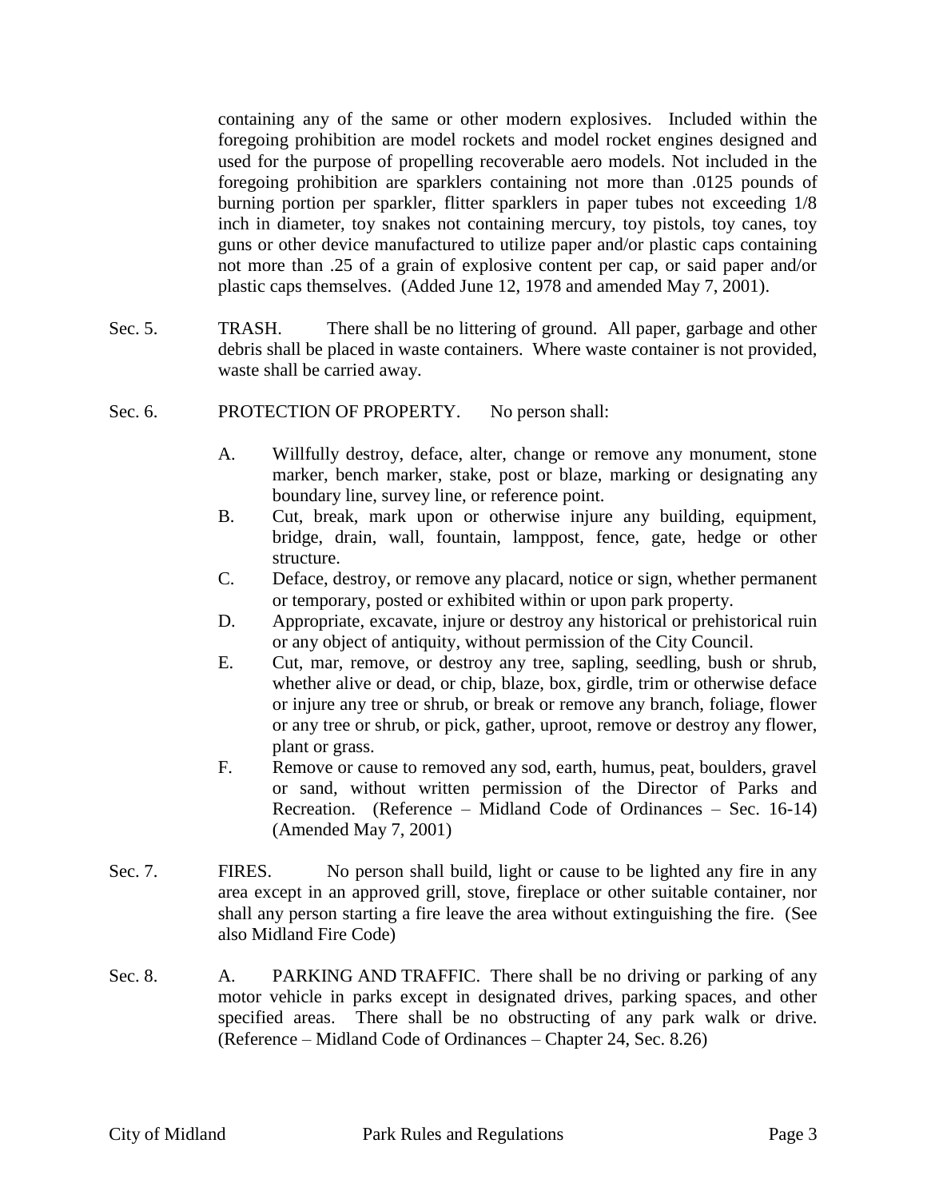containing any of the same or other modern explosives. Included within the foregoing prohibition are model rockets and model rocket engines designed and used for the purpose of propelling recoverable aero models. Not included in the foregoing prohibition are sparklers containing not more than .0125 pounds of burning portion per sparkler, flitter sparklers in paper tubes not exceeding 1/8 inch in diameter, toy snakes not containing mercury, toy pistols, toy canes, toy guns or other device manufactured to utilize paper and/or plastic caps containing not more than .25 of a grain of explosive content per cap, or said paper and/or plastic caps themselves. (Added June 12, 1978 and amended May 7, 2001).

Sec. 5. TRASH. There shall be no littering of ground. All paper, garbage and other debris shall be placed in waste containers. Where waste container is not provided, waste shall be carried away.

Sec. 6. PROTECTION OF PROPERTY. No person shall:

A. Willfully destroy, deface, alter, change or remove any monument, stone marker, bench marker, stake, post or blaze, marking or designating any boundary line, survey line, or reference point.

B. Cut, break, mark upon or otherwise injure any building, equipment, bridge, drain, wall, fountain, lamppost, fence, gate, hedge or other structure.

C. Deface, destroy, or remove any placard, notice or sign, whether permanent or temporary, posted or exhibited within or upon park property.

D. Appropriate, excavate, injure or destroy any historical or prehistorical ruin or any object of antiquity, without permission of the City Council.

E. Cut, mar, remove, or destroy any tree, sapling, seedling, bush or shrub, whether alive or dead, or chip, blaze, box, girdle, trim or otherwise deface or injure any tree or shrub, or break or remove any branch, foliage, flower or any tree or shrub, or pick, gather, uproot, remove or destroy any flower, plant or grass.

F. Remove or cause to removed any sod, earth, humus, peat, boulders, gravel or sand, without written permission of the Director of Parks and Recreation. (Reference – Midland Code of Ordinances – Sec. 16-14) (Amended May 7, 2001)

Sec. 7. FIRES. No person shall build, light or cause to be lighted any fire in any area except in an approved grill, stove, fireplace or other suitable container, nor shall any person starting a fire leave the area without extinguishing the fire. (See also Midland Fire Code)

Sec. 8. A. PARKING AND TRAFFIC. There shall be no driving or parking of any motor vehicle in parks except in designated drives, parking spaces, and other specified areas. There shall be no obstructing of any park walk or drive. (Reference – Midland Code of Ordinances – Chapter 24, Sec. 8.26)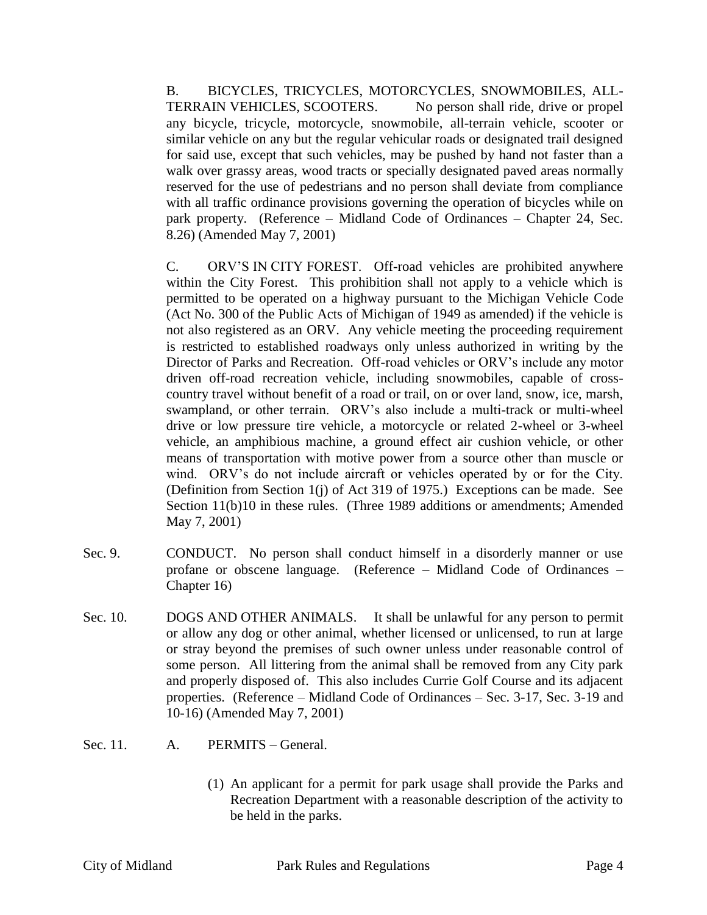B. BICYCLES, TRICYCLES, MOTORCYCLES, SNOWMOBILES, ALL-TERRAIN VEHICLES, SCOOTERS. No person shall ride, drive or propel any bicycle, tricycle, motorcycle, snowmobile, all-terrain vehicle, scooter or similar vehicle on any but the regular vehicular roads or designated trail designed for said use, except that such vehicles, may be pushed by hand not faster than a walk over grassy areas, wood tracts or specially designated paved areas normally reserved for the use of pedestrians and no person shall deviate from compliance with all traffic ordinance provisions governing the operation of bicycles while on park property. (Reference – Midland Code of Ordinances – Chapter 24, Sec. 8.26) (Amended May 7, 2001)

C. ORV'S IN CITY FOREST. Off-road vehicles are prohibited anywhere within the City Forest. This prohibition shall not apply to a vehicle which is permitted to be operated on a highway pursuant to the Michigan Vehicle Code (Act No. 300 of the Public Acts of Michigan of 1949 as amended) if the vehicle is not also registered as an ORV. Any vehicle meeting the proceeding requirement is restricted to established roadways only unless authorized in writing by the Director of Parks and Recreation. Off-road vehicles or ORV's include any motor driven off-road recreation vehicle, including snowmobiles, capable of cross-country travel without benefit of a road or trail, on or over land, snow, ice, marsh, swampland, or other terrain. ORV's also include a multi-track or multi-wheel drive or low pressure tire vehicle, a motorcycle or related 2-wheel or 3-wheel vehicle, an amphibious machine, a ground effect air cushion vehicle, or other means of transportation with motive power from a source other than muscle or wind. ORV's do not include aircraft or vehicles operated by or for the City. (Definition from Section 1(j) of Act 319 of 1975.) Exceptions can be made. See Section 11(b)10 in these rules. (Three 1989 additions or amendments; Amended May 7, 2001)

Sec. 9. CONDUCT. No person shall conduct himself in a disorderly manner or use profane or obscene language. (Reference – Midland Code of Ordinances – Chapter 16)

Sec. 10. DOGS AND OTHER ANIMALS. It shall be unlawful for any person to permit or allow any dog or other animal, whether licensed or unlicensed, to run at large or stray beyond the premises of such owner unless under reasonable control of some person. All littering from the animal shall be removed from any City park and properly disposed of. This also includes Currie Golf Course and its adjacent properties. (Reference – Midland Code of Ordinances – Sec. 3-17, Sec. 3-19 and 10-16) (Amended May 7, 2001)

Sec. 11. A. PERMITS – General.

(1) An applicant for a permit for park usage shall provide the Parks and Recreation Department with a reasonable description of the activity to be held in the parks.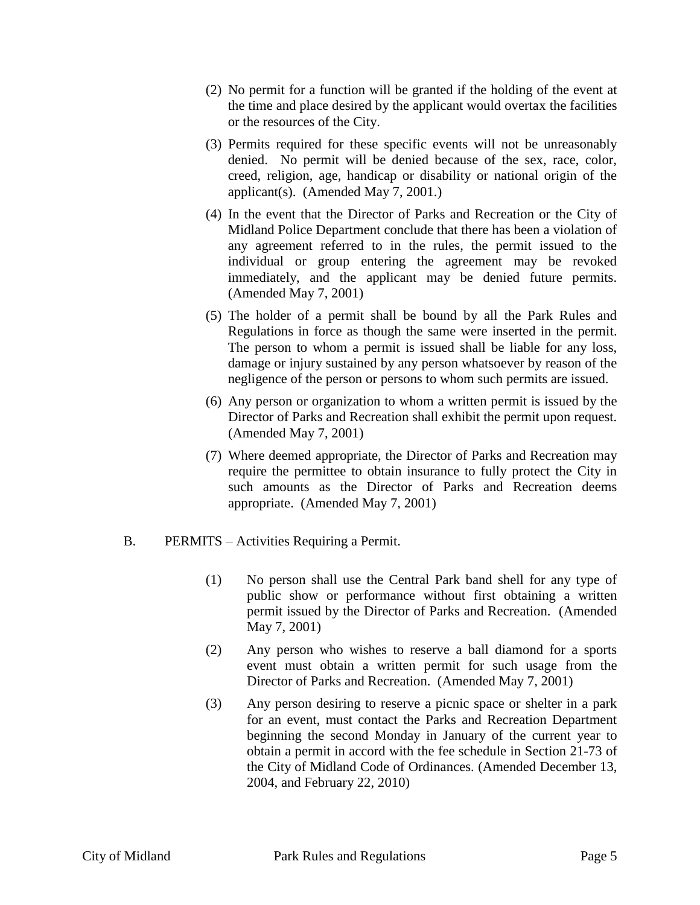(2) No permit for a function will be granted if the holding of the event at the time and place desired by the applicant would overtax the facilities or the resources of the City.

(3) Permits required for these specific events will not be unreasonably denied. No permit will be denied because of the sex, race, color, creed, religion, age, handicap or disability or national origin of the applicant(s). (Amended May 7, 2001.)

(4) In the event that the Director of Parks and Recreation or the City of Midland Police Department conclude that there has been a violation of any agreement referred to in the rules, the permit issued to the individual or group entering the agreement may be revoked immediately, and the applicant may be denied future permits. (Amended May 7, 2001)

(5) The holder of a permit shall be bound by all the Park Rules and Regulations in force as though the same were inserted in the permit. The person to whom a permit is issued shall be liable for any loss, damage or injury sustained by any person whatsoever by reason of the negligence of the person or persons to whom such permits are issued.

(6) Any person or organization to whom a written permit is issued by the Director of Parks and Recreation shall exhibit the permit upon request. (Amended May 7, 2001)

(7) Where deemed appropriate, the Director of Parks and Recreation may require the permittee to obtain insurance to fully protect the City in such amounts as the Director of Parks and Recreation deems appropriate. (Amended May 7, 2001)

B. PERMITS – Activities Requiring a Permit.

(1) No person shall use the Central Park band shell for any type of public show or performance without first obtaining a written permit issued by the Director of Parks and Recreation. (Amended May 7, 2001)

(2) Any person who wishes to reserve a ball diamond for a sports event must obtain a written permit for such usage from the Director of Parks and Recreation. (Amended May 7, 2001)

(3) Any person desiring to reserve a picnic space or shelter in a park for an event, must contact the Parks and Recreation Department beginning the second Monday in January of the current year to obtain a permit in accord with the fee schedule in Section 21-73 of the City of Midland Code of Ordinances. (Amended December 13, 2004, and February 22, 2010)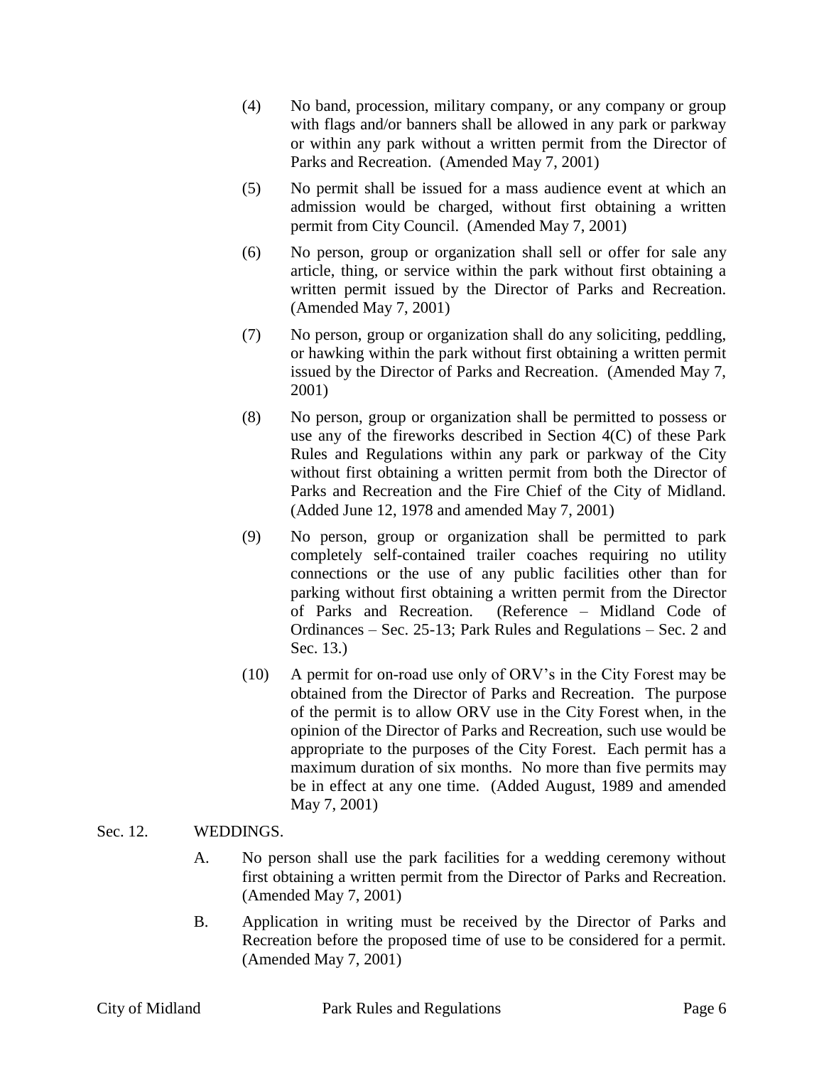(4) No band, procession, military company, or any company or group with flags and/or banners shall be allowed in any park or parkway or within any park without a written permit from the Director of Parks and Recreation. (Amended May 7, 2001)

(5) No permit shall be issued for a mass audience event at which an admission would be charged, without first obtaining a written permit from City Council. (Amended May 7, 2001)

(6) No person, group or organization shall sell or offer for sale any article, thing, or service within the park without first obtaining a written permit issued by the Director of Parks and Recreation. (Amended May 7, 2001)

(7) No person, group or organization shall do any soliciting, peddling, or hawking within the park without first obtaining a written permit issued by the Director of Parks and Recreation. (Amended May 7, 2001)

(8) No person, group or organization shall be permitted to possess or use any of the fireworks described in Section 4(C) of these Park Rules and Regulations within any park or parkway of the City without first obtaining a written permit from both the Director of Parks and Recreation and the Fire Chief of the City of Midland. (Added June 12, 1978 and amended May 7, 2001)

(9) No person, group or organization shall be permitted to park completely self-contained trailer coaches requiring no utility connections or the use of any public facilities other than for parking without first obtaining a written permit from the Director of Parks and Recreation. (Reference – Midland Code of Ordinances – Sec. 25-13; Park Rules and Regulations – Sec. 2 and Sec. 13.)

(10) A permit for on-road use only of ORV's in the City Forest may be obtained from the Director of Parks and Recreation. The purpose of the permit is to allow ORV use in the City Forest when, in the opinion of the Director of Parks and Recreation, such use would be appropriate to the purposes of the City Forest. Each permit has a maximum duration of six months. No more than five permits may be in effect at any one time. (Added August, 1989 and amended May 7, 2001)

## Sec. 12. WEDDINGS.

A. No person shall use the park facilities for a wedding ceremony without first obtaining a written permit from the Director of Parks and Recreation. (Amended May 7, 2001)

B. Application in writing must be received by the Director of Parks and Recreation before the proposed time of use to be considered for a permit. (Amended May 7, 2001)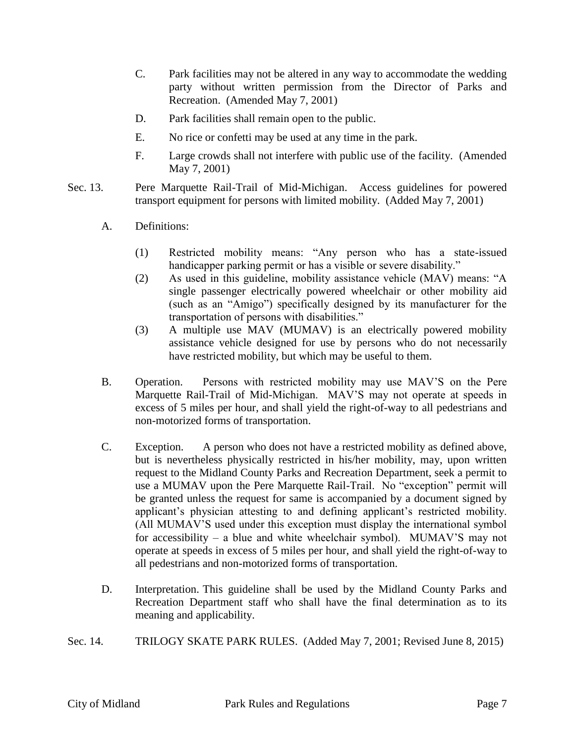C. Park facilities may not be altered in any way to accommodate the wedding party without written permission from the Director of Parks and Recreation. (Amended May 7, 2001)

D. Park facilities shall remain open to the public.

E. No rice or confetti may be used at any time in the park.

F. Large crowds shall not interfere with public use of the facility. (Amended May 7, 2001)

Sec. 13. Pere Marquette Rail-Trail of Mid-Michigan. Access guidelines for powered transport equipment for persons with limited mobility. (Added May 7, 2001)

A. Definitions:

(1) Restricted mobility means: "Any person who has a state-issued handicapper parking permit or has a visible or severe disability."

(2) As used in this guideline, mobility assistance vehicle (MAV) means: "A single passenger electrically powered wheelchair or other mobility aid (such as an "Amigo") specifically designed by its manufacturer for the transportation of persons with disabilities."

(3) A multiple use MAV (MUMAV) is an electrically powered mobility assistance vehicle designed for use by persons who do not necessarily have restricted mobility, but which may be useful to them.

B. Operation. Persons with restricted mobility may use MAV'S on the Pere Marquette Rail-Trail of Mid-Michigan. MAV'S may not operate at speeds in excess of 5 miles per hour, and shall yield the right-of-way to all pedestrians and non-motorized forms of transportation.

C. Exception. A person who does not have a restricted mobility as defined above, but is nevertheless physically restricted in his/her mobility, may, upon written request to the Midland County Parks and Recreation Department, seek a permit to use a MUMAV upon the Pere Marquette Rail-Trail. No "exception" permit will be granted unless the request for same is accompanied by a document signed by applicant's physician attesting to and defining applicant's restricted mobility. (All MUMAV'S used under this exception must display the international symbol for accessibility – a blue and white wheelchair symbol). MUMAV'S may not operate at speeds in excess of 5 miles per hour, and shall yield the right-of-way to all pedestrians and non-motorized forms of transportation.

D. Interpretation. This guideline shall be used by the Midland County Parks and Recreation Department staff who shall have the final determination as to its meaning and applicability.

Sec. 14. TRILOGY SKATE PARK RULES. (Added May 7, 2001; Revised June 8, 2015)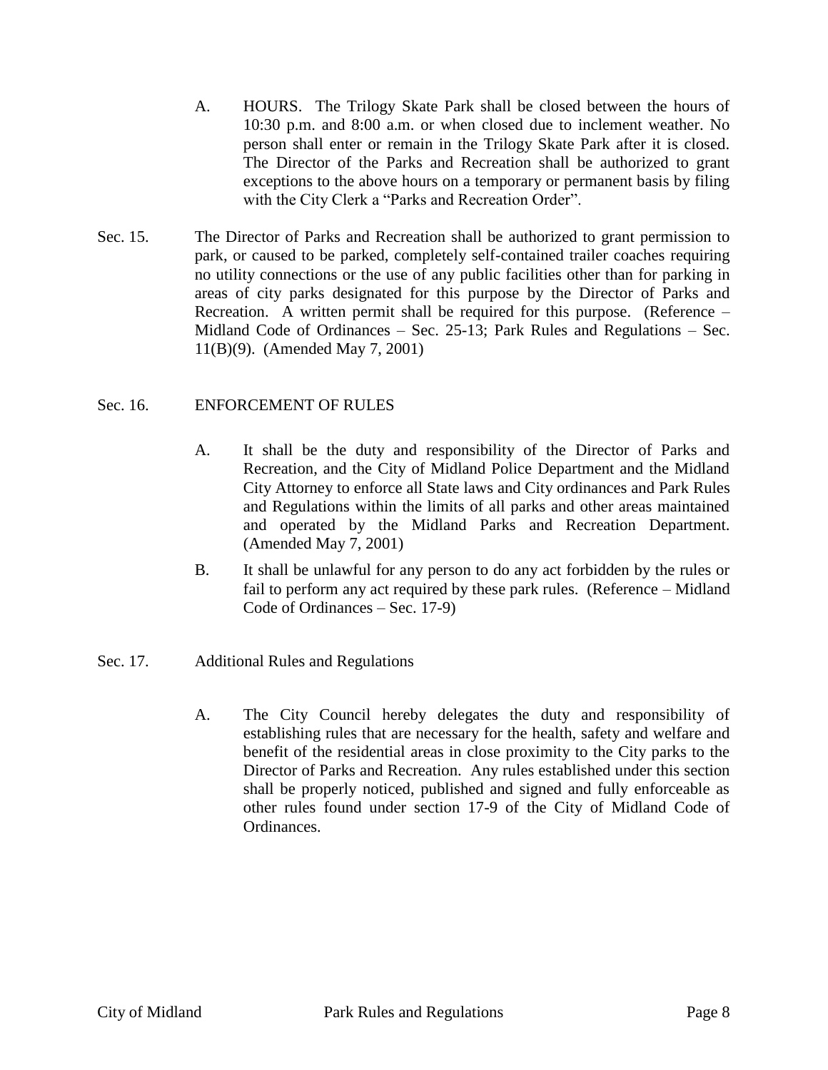A. HOURS. The Trilogy Skate Park shall be closed between the hours of 10:30 p.m. and 8:00 a.m. or when closed due to inclement weather. No person shall enter or remain in the Trilogy Skate Park after it is closed. The Director of the Parks and Recreation shall be authorized to grant exceptions to the above hours on a temporary or permanent basis by filing with the City Clerk a "Parks and Recreation Order".

Sec. 15. The Director of Parks and Recreation shall be authorized to grant permission to park, or caused to be parked, completely self-contained trailer coaches requiring no utility connections or the use of any public facilities other than for parking in areas of city parks designated for this purpose by the Director of Parks and Recreation. A written permit shall be required for this purpose. (Reference – Midland Code of Ordinances – Sec. 25-13; Park Rules and Regulations – Sec. 11(B)(9). (Amended May 7, 2001)

Sec. 16. ENFORCEMENT OF RULES

A. It shall be the duty and responsibility of the Director of Parks and Recreation, and the City of Midland Police Department and the Midland City Attorney to enforce all State laws and City ordinances and Park Rules and Regulations within the limits of all parks and other areas maintained and operated by the Midland Parks and Recreation Department. (Amended May 7, 2001)

B. It shall be unlawful for any person to do any act forbidden by the rules or fail to perform any act required by these park rules. (Reference – Midland Code of Ordinances – Sec. 17-9)

Sec. 17. Additional Rules and Regulations

A. The City Council hereby delegates the duty and responsibility of establishing rules that are necessary for the health, safety and welfare and benefit of the residential areas in close proximity to the City parks to the Director of Parks and Recreation. Any rules established under this section shall be properly noticed, published and signed and fully enforceable as other rules found under section 17-9 of the City of Midland Code of Ordinances.